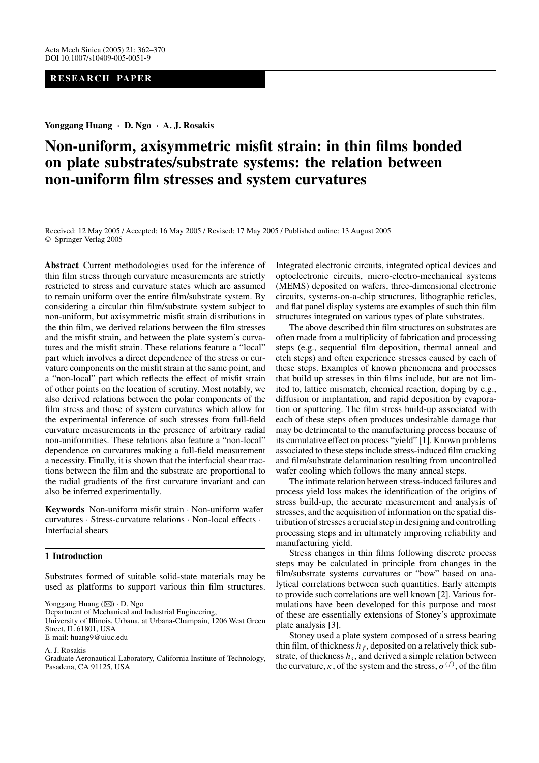RESEARCH PAPER

**Yonggang Huang · D. Ngo · A. J. Rosakis**

# Non-uniform, axisymmetric misfit strain: in thin films bonded on plate substrates/substrate systems: the relation between non-uniform film stresses and system curvatures

Received: 12 May 2005 / Accepted: 16 May 2005 / Revised: 17 May 2005 / Published online: 13 August 2005
© Springer-Verlag 2005

**Abstract** Current methodologies used for the inference of thin film stress through curvature measurements are strictly restricted to stress and curvature states which are assumed to remain uniform over the entire film/substrate system. By considering a circular thin film/substrate system subject to non-uniform, but axisymmetric misfit strain distributions in the thin film, we derived relations between the film stresses and the misfit strain, and between the plate system's curvatures and the misfit strain. These relations feature a "local" part which involves a direct dependence of the stress or curvature components on the misfit strain at the same point, and a "non-local" part which reflects the effect of misfit strain of other points on the location of scrutiny. Most notably, we also derived relations between the polar components of the film stress and those of system curvatures which allow for the experimental inference of such stresses from full-field curvature measurements in the presence of arbitrary radial non-uniformities. These relations also feature a "non-local" dependence on curvatures making a full-field measurement a necessity. Finally, it is shown that the interfacial shear tractions between the film and the substrate are proportional to the radial gradients of the first curvature invariant and can also be inferred experimentally.

**Keywords** Non-uniform misfit strain · Non-uniform wafer curvatures · Stress-curvature relations · Non-local effects · Interfacial shears

## 1 Introduction

Substrates formed of suitable solid-state materials may be used as platforms to support various thin film structures. Integrated electronic circuits, integrated optical devices and optoelectronic circuits, micro-electro-mechanical systems (MEMS) deposited on wafers, three-dimensional electronic circuits, systems-on-a-chip structures, lithographic reticles, and flat panel display systems are examples of such thin film structures integrated on various types of plate substrates.

The above described thin film structures on substrates are often made from a multiplicity of fabrication and processing steps (e.g., sequential film deposition, thermal anneal and etch steps) and often experience stresses caused by each of these steps. Examples of known phenomena and processes that build up stresses in thin films include, but are not limited to, lattice mismatch, chemical reaction, doping by e.g., diffusion or implantation, and rapid deposition by evaporation or sputtering. The film stress build-up associated with each of these steps often produces undesirable damage that may be detrimental to the manufacturing process because of its cumulative effect on process "yield" [1]. Known problems associated to these steps include stress-induced film cracking and film/substrate delamination resulting from uncontrolled wafer cooling which follows the many anneal steps.

The intimate relation between stress-induced failures and process yield loss makes the identification of the origins of stress build-up, the accurate measurement and analysis of stresses, and the acquisition of information on the spatial distribution of stresses a crucial step in designing and controlling processing steps and in ultimately improving reliability and manufacturing yield.

Stress changes in thin films following discrete process steps may be calculated in principle from changes in the film/substrate systems curvatures or "bow" based on analytical correlations between such quantities. Early attempts to provide such correlations are well known [2]. Various formulations have been developed for this purpose and most of these are essentially extensions of Stoney's approximate plate analysis [3].

Stoney used a plate system composed of a stress bearing thin film, of thickness $h_f$, deposited on a relatively thick substrate, of thickness $h_s$, and derived a simple relation between the curvature, $\kappa$, of the system and the stress, $\sigma^{(f)}$, of the film

Yonggang Huang (✉) · D. Ngo
Department of Mechanical and Industrial Engineering,
University of Illinois, Urbana, at Urbana-Champain, 1206 West Green Street, IL 61801, USA
E-mail: huang9@uiuc.edu

A. J. Rosakis
Graduate Aeronautical Laboratory, California Institute of Technology, Pasadena, CA 91125, USA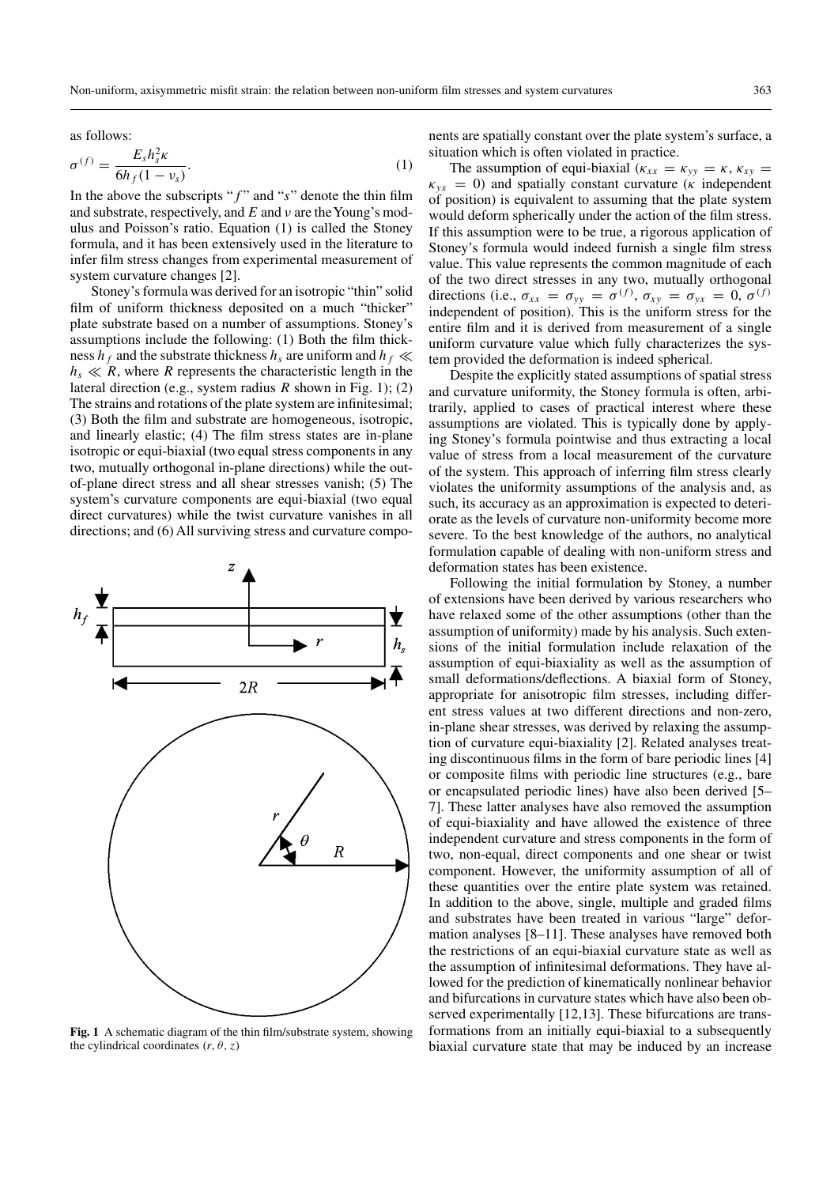as follows:

$$\sigma^{(f)} = \frac{E_s h_s^2 \kappa}{6h_f(1-\nu_s)}. \tag{1}$$

In the above the subscripts "$f$" and "$s$" denote the thin film and substrate, respectively, and $E$ and $\nu$ are the Young's modulus and Poisson's ratio. Equation (1) is called the Stoney formula, and it has been extensively used in the literature to infer film stress changes from experimental measurement of system curvature changes [2].

Stoney's formula was derived for an isotropic "thin" solid film of uniform thickness deposited on a much "thicker" plate substrate based on a number of assumptions. Stoney's assumptions include the following: (1) Both the film thickness $h_f$ and the substrate thickness $h_s$ are uniform and $h_f \ll h_s \ll R$, where $R$ represents the characteristic length in the lateral direction (e.g., system radius $R$ shown in Fig. 1); (2) The strains and rotations of the plate system are infinitesimal; (3) Both the film and substrate are homogeneous, isotropic, and linearly elastic; (4) The film stress states are in-plane isotropic or equi-biaxial (two equal stress components in any two, mutually orthogonal in-plane directions) while the out-of-plane direct stress and all shear stresses vanish; (5) The system's curvature components are equi-biaxial (two equal direct curvatures) while the twist curvature vanishes in all directions; and (6) All surviving stress and curvature components are spatially constant over the plate system's surface, a situation which is often violated in practice.

$z$

$h_f$

$r$

$h_s$

$2R$

$r$

$\theta$

$R$

**Fig. 1** A schematic diagram of the thin film/substrate system, showing the cylindrical coordinates $(r, \theta, z)$

The assumption of equi-biaxial ($\kappa_{xx} = \kappa_{yy} = \kappa$, $\kappa_{xy} = \kappa_{yx} = 0$) and spatially constant curvature ($\kappa$ independent of position) is equivalent to assuming that the plate system would deform spherically under the action of the film stress. If this assumption were to be true, a rigorous application of Stoney's formula would indeed furnish a single film stress value. This value represents the common magnitude of each of the two direct stresses in any two, mutually orthogonal directions (i.e., $\sigma_{xx} = \sigma_{yy} = \sigma^{(f)}$, $\sigma_{xy} = \sigma_{yx} = 0$, $\sigma^{(f)}$ independent of position). This is the uniform stress for the entire film and it is derived from measurement of a single uniform curvature value which fully characterizes the system provided the deformation is indeed spherical.

Despite the explicitly stated assumptions of spatial stress and curvature uniformity, the Stoney formula is often, arbitrarily, applied to cases of practical interest where these assumptions are violated. This is typically done by applying Stoney's formula pointwise and thus extracting a local value of stress from a local measurement of the curvature of the system. This approach of inferring film stress clearly violates the uniformity assumptions of the analysis and, as such, its accuracy as an approximation is expected to deteriorate as the levels of curvature non-uniformity become more severe. To the best knowledge of the authors, no analytical formulation capable of dealing with non-uniform stress and deformation states has been existence.

Following the initial formulation by Stoney, a number of extensions have been derived by various researchers who have relaxed some of the other assumptions (other than the assumption of uniformity) made by his analysis. Such extensions of the initial formulation include relaxation of the assumption of equi-biaxiality as well as the assumption of small deformations/deflections. A biaxial form of Stoney, appropriate for anisotropic film stresses, including different stress values at two different directions and non-zero, in-plane shear stresses, was derived by relaxing the assumption of curvature equi-biaxiality [2]. Related analyses treating discontinuous films in the form of bare periodic lines [4] or composite films with periodic line structures (e.g., bare or encapsulated periodic lines) have also been derived [5–7]. These latter analyses have also removed the assumption of equi-biaxiality and have allowed the existence of three independent curvature and stress components in the form of two, non-equal, direct components and one shear or twist component. However, the uniformity assumption of all of these quantities over the entire plate system was retained. In addition to the above, single, multiple and graded films and substrates have been treated in various "large" deformation analyses [8–11]. These analyses have removed both the restrictions of an equi-biaxial curvature state as well as the assumption of infinitesimal deformations. They have allowed for the prediction of kinematically nonlinear behavior and bifurcations in curvature states which have also been observed experimentally [12,13]. These bifurcations are transformations from an initially equi-biaxial to a subsequently biaxial curvature state that may be induced by an increase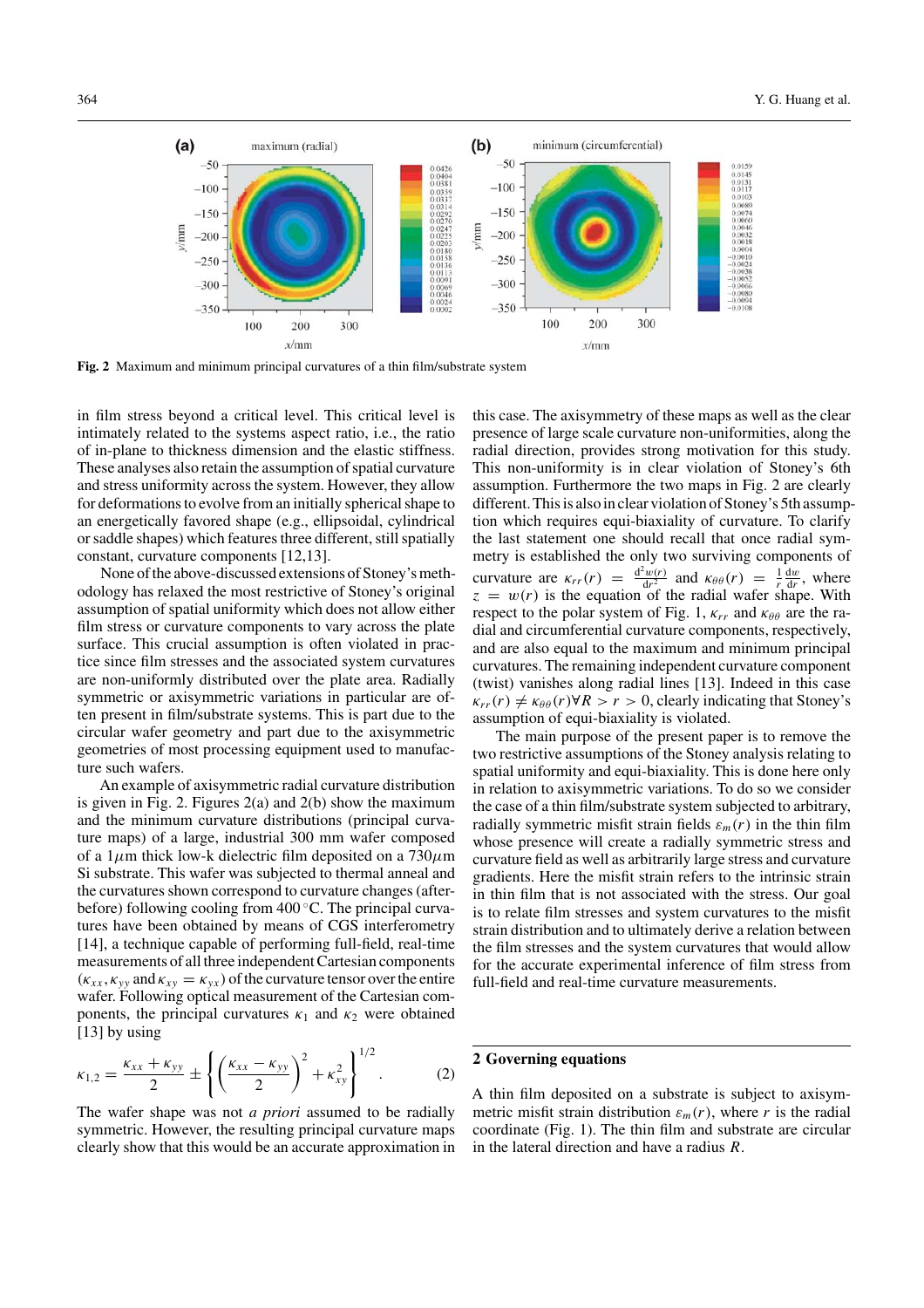**Fig. 2** Maximum and minimum principal curvatures of a thin film/substrate system

in film stress beyond a critical level. This critical level is intimately related to the systems aspect ratio, i.e., the ratio of in-plane to thickness dimension and the elastic stiffness. These analyses also retain the assumption of spatial curvature and stress uniformity across the system. However, they allow for deformations to evolve from an initially spherical shape to an energetically favored shape (e.g., ellipsoidal, cylindrical or saddle shapes) which features three different, still spatially constant, curvature components [12,13].

None of the above-discussed extensions of Stoney's methodology has relaxed the most restrictive of Stoney's original assumption of spatial uniformity which does not allow either film stress or curvature components to vary across the plate surface. This crucial assumption is often violated in practice since film stresses and the associated system curvatures are non-uniformly distributed over the plate area. Radially symmetric or axisymmetric variations in particular are often present in film/substrate systems. This is part due to the circular wafer geometry and part due to the axisymmetric geometries of most processing equipment used to manufacture such wafers.

An example of axisymmetric radial curvature distribution is given in Fig. 2. Figures 2(a) and 2(b) show the maximum and the minimum curvature distributions (principal curvature maps) of a large, industrial 300 mm wafer composed of a 1$\mu$m thick low-k dielectric film deposited on a 730$\mu$m Si substrate. This wafer was subjected to thermal anneal and the curvatures shown correspond to curvature changes (after-before) following cooling from 400 °C. The principal curvatures have been obtained by means of CGS interferometry [14], a technique capable of performing full-field, real-time measurements of all three independent Cartesian components ($\kappa_{xx}, \kappa_{yy}$ and $\kappa_{xy} = \kappa_{yx}$) of the curvature tensor over the entire wafer. Following optical measurement of the Cartesian components, the principal curvatures $\kappa_1$ and $\kappa_2$ were obtained [13] by using

$$\kappa_{1,2} = \frac{\kappa_{xx} + \kappa_{yy}}{2} \pm \left\{ \left( \frac{\kappa_{xx} - \kappa_{yy}}{2} \right)^2 + \kappa_{xy}^2 \right\}^{1/2}. \tag{2}$$

The wafer shape was not *a priori* assumed to be radially symmetric. However, the resulting principal curvature maps clearly show that this would be an accurate approximation in this case. The axisymmetry of these maps as well as the clear presence of large scale curvature non-uniformities, along the radial direction, provides strong motivation for this study. This non-uniformity is in clear violation of Stoney's 6th assumption. Furthermore the two maps in Fig. 2 are clearly different. This is also in clear violation of Stoney's 5th assumption which requires equi-biaxiality of curvature. To clarify the last statement one should recall that once radial symmetry is established the only two surviving components of curvature are $\kappa_{rr}(r) = \frac{d^2 w(r)}{dr^2}$ and $\kappa_{\theta\theta}(r) = \frac{1}{r}\frac{dw}{dr}$, where $z = w(r)$ is the equation of the radial wafer shape. With respect to the polar system of Fig. 1, $\kappa_{rr}$ and $\kappa_{\theta\theta}$ are the radial and circumferential curvature components, respectively, and are also equal to the maximum and minimum principal curvatures. The remaining independent curvature component (twist) vanishes along radial lines [13]. Indeed in this case $\kappa_{rr}(r) \neq \kappa_{\theta\theta}(r) \forall R > r > 0$, clearly indicating that Stoney's assumption of equi-biaxiality is violated.

The main purpose of the present paper is to remove the two restrictive assumptions of the Stoney analysis relating to spatial uniformity and equi-biaxiality. This is done here only in relation to axisymmetric variations. To do so we consider the case of a thin film/substrate system subjected to arbitrary, radially symmetric misfit strain fields $\varepsilon_m(r)$ in the thin film whose presence will create a radially symmetric stress and curvature field as well as arbitrarily large stress and curvature gradients. Here the misfit strain refers to the intrinsic strain in thin film that is not associated with the stress. Our goal is to relate film stresses and system curvatures to the misfit strain distribution and to ultimately derive a relation between the film stresses and the system curvatures that would allow for the accurate experimental inference of film stress from full-field and real-time curvature measurements.

## 2 Governing equations

A thin film deposited on a substrate is subject to axisymmetric misfit strain distribution $\varepsilon_m(r)$, where $r$ is the radial coordinate (Fig. 1). The thin film and substrate are circular in the lateral direction and have a radius $R$.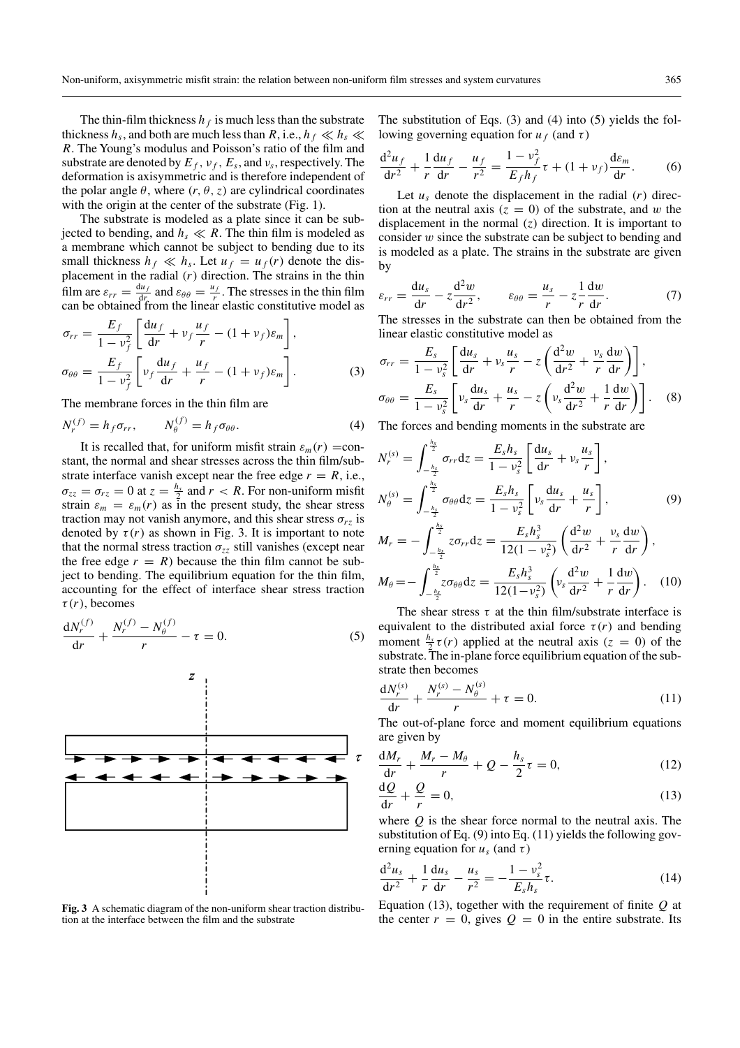The thin-film thickness $h_f$ is much less than the substrate thickness $h_s$, and both are much less than $R$, i.e., $h_f \ll h_s \ll R$. The Young's modulus and Poisson's ratio of the film and substrate are denoted by $E_f$, $\nu_f$, $E_s$, and $\nu_s$, respectively. The deformation is axisymmetric and is therefore independent of the polar angle $\theta$, where $(r, \theta, z)$ are cylindrical coordinates with the origin at the center of the substrate (Fig. 1).

The substrate is modeled as a plate since it can be subjected to bending, and $h_s \ll R$. The thin film is modeled as a membrane which cannot be subject to bending due to its small thickness $h_f \ll h_s$. Let $u_f = u_f(r)$ denote the displacement in the radial $(r)$ direction. The strains in the thin film are $\varepsilon_{rr} = \frac{du_f}{dr}$ and $\varepsilon_{\theta\theta} = \frac{u_f}{r}$. The stresses in the thin film can be obtained from the linear elastic constitutive model as

$$\sigma_{rr} = \frac{E_f}{1-\nu_f^2}\left[\frac{du_f}{dr} + \nu_f\frac{u_f}{r} - (1+\nu_f)\varepsilon_m\right],$$
$$\sigma_{\theta\theta} = \frac{E_f}{1-\nu_f^2}\left[\nu_f\frac{du_f}{dr} + \frac{u_f}{r} - (1+\nu_f)\varepsilon_m\right]. \tag{3}$$

The membrane forces in the thin film are

$$N_r^{(f)} = h_f\sigma_{rr}, \qquad N_\theta^{(f)} = h_f\sigma_{\theta\theta}. \tag{4}$$

It is recalled that, for uniform misfit strain $\varepsilon_m(r)$ =constant, the normal and shear stresses across the thin film/substrate interface vanish except near the free edge $r = R$, i.e., $\sigma_{zz} = \sigma_{rz} = 0$ at $z = \frac{h_s}{2}$ and $r < R$. For non-uniform misfit strain $\varepsilon_m = \varepsilon_m(r)$ as in the present study, the shear stress traction may not vanish anymore, and this shear stress $\sigma_{rz}$ is denoted by $\tau(r)$ as shown in Fig. 3. It is important to note that the normal stress traction $\sigma_{zz}$ still vanishes (except near the free edge $r = R$) because the thin film cannot be subject to bending. The equilibrium equation for the thin film, accounting for the effect of interface shear stress traction $\tau(r)$, becomes

$$\frac{dN_r^{(f)}}{dr} + \frac{N_r^{(f)} - N_\theta^{(f)}}{r} - \tau = 0. \tag{5}$$

**Fig. 3** A schematic diagram of the non-uniform shear traction distribution at the interface between the film and the substrate

The substitution of Eqs. (3) and (4) into (5) yields the following governing equation for $u_f$ (and $\tau$)

$$\frac{d^2u_f}{dr^2} + \frac{1}{r}\frac{du_f}{dr} - \frac{u_f}{r^2} = \frac{1-\nu_f^2}{E_f h_f}\tau + (1+\nu_f)\frac{d\varepsilon_m}{dr}. \tag{6}$$

Let $u_s$ denote the displacement in the radial $(r)$ direction at the neutral axis $(z = 0)$ of the substrate, and $w$ the displacement in the normal $(z)$ direction. It is important to consider $w$ since the substrate can be subject to bending and is modeled as a plate. The strains in the substrate are given by

$$\varepsilon_{rr} = \frac{du_s}{dr} - z\frac{d^2w}{dr^2}, \qquad \varepsilon_{\theta\theta} = \frac{u_s}{r} - z\frac{1}{r}\frac{dw}{dr}. \tag{7}$$

The stresses in the substrate can then be obtained from the linear elastic constitutive model as

$$\sigma_{rr} = \frac{E_s}{1-\nu_s^2}\left[\frac{du_s}{dr} + \nu_s\frac{u_s}{r} - z\left(\frac{d^2w}{dr^2} + \frac{\nu_s}{r}\frac{dw}{dr}\right)\right],$$
$$\sigma_{\theta\theta} = \frac{E_s}{1-\nu_s^2}\left[\nu_s\frac{du_s}{dr} + \frac{u_s}{r} - z\left(\nu_s\frac{d^2w}{dr^2} + \frac{1}{r}\frac{dw}{dr}\right)\right]. \tag{8}$$

The forces and bending moments in the substrate are

$$N_r^{(s)} = \int_{-\frac{h_s}{2}}^{\frac{h_s}{2}} \sigma_{rr}dz = \frac{E_s h_s}{1-\nu_s^2}\left[\frac{du_s}{dr} + \nu_s\frac{u_s}{r}\right],$$
$$N_\theta^{(s)} = \int_{-\frac{h_s}{2}}^{\frac{h_s}{2}} \sigma_{\theta\theta}dz = \frac{E_s h_s}{1-\nu_s^2}\left[\nu_s\frac{du_s}{dr} + \frac{u_s}{r}\right], \tag{9}$$

$$M_r = -\int_{-\frac{h_s}{2}}^{\frac{h_s}{2}} z\sigma_{rr}dz = \frac{E_s h_s^3}{12(1-\nu_s^2)}\left(\frac{d^2w}{dr^2} + \frac{\nu_s}{r}\frac{dw}{dr}\right),$$
$$M_\theta = -\int_{-\frac{h_s}{2}}^{\frac{h_s}{2}} z\sigma_{\theta\theta}dz = \frac{E_s h_s^3}{12(1-\nu_s^2)}\left(\nu_s\frac{d^2w}{dr^2} + \frac{1}{r}\frac{dw}{dr}\right). \tag{10}$$

The shear stress $\tau$ at the thin film/substrate interface is equivalent to the distributed axial force $\tau(r)$ and bending moment $\frac{h_s}{2}\tau(r)$ applied at the neutral axis $(z = 0)$ of the substrate. The in-plane force equilibrium equation of the substrate then becomes

$$\frac{dN_r^{(s)}}{dr} + \frac{N_r^{(s)} - N_\theta^{(s)}}{r} + \tau = 0. \tag{11}$$

The out-of-plane force and moment equilibrium equations are given by

$$\frac{dM_r}{dr} + \frac{M_r - M_\theta}{r} + Q - \frac{h_s}{2}\tau = 0, \tag{12}$$

$$\frac{dQ}{dr} + \frac{Q}{r} = 0, \tag{13}$$

where $Q$ is the shear force normal to the neutral axis. The substitution of Eq. (9) into Eq. (11) yields the following governing equation for $u_s$ (and $\tau$)

$$\frac{d^2u_s}{dr^2} + \frac{1}{r}\frac{du_s}{dr} - \frac{u_s}{r^2} = -\frac{1-\nu_s^2}{E_s h_s}\tau. \tag{14}$$

Equation (13), together with the requirement of finite $Q$ at the center $r = 0$, gives $Q = 0$ in the entire substrate. Its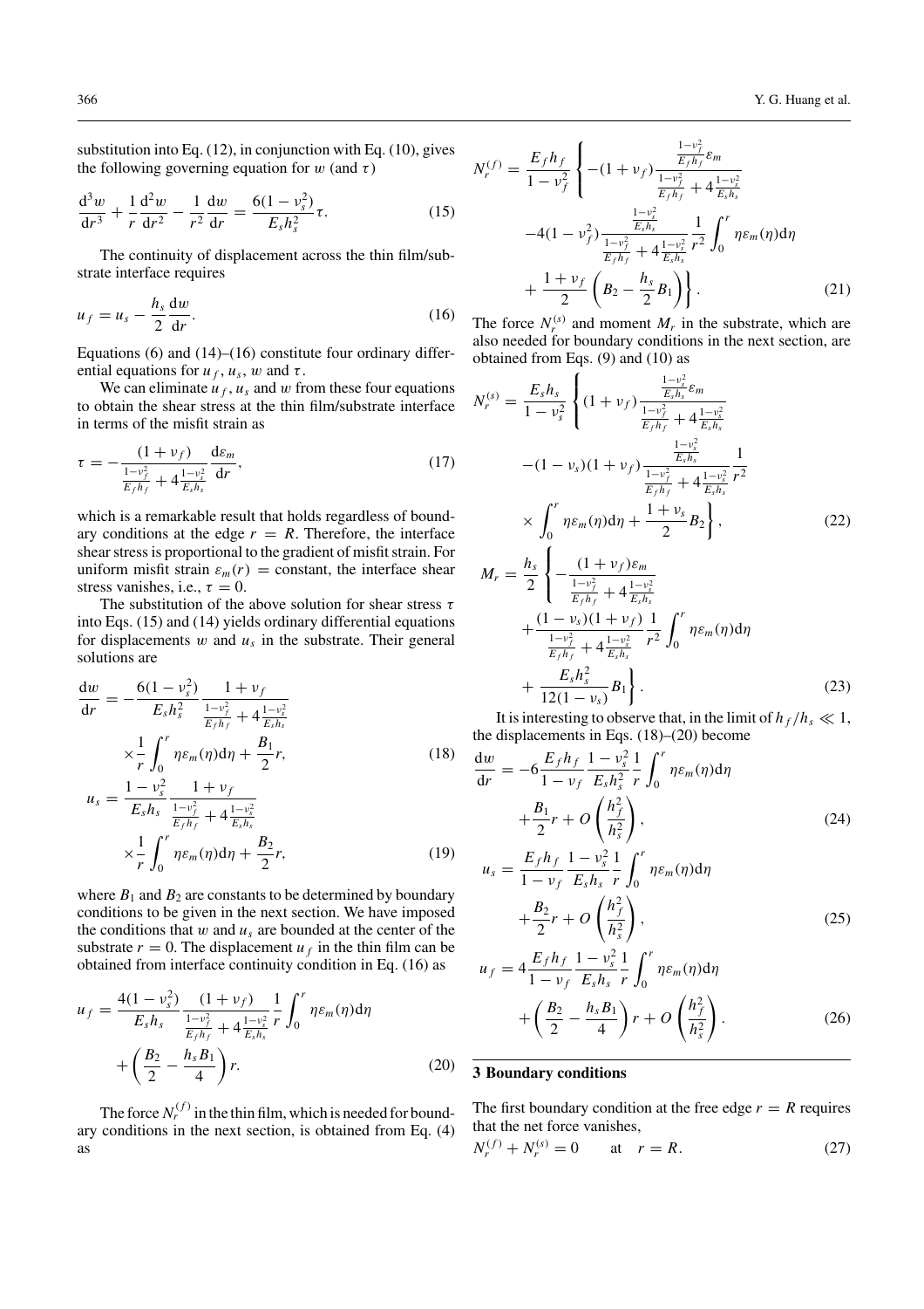substitution into Eq. (12), in conjunction with Eq. (10), gives the following governing equation for $w$ (and $\tau$)

$$\frac{d^3w}{dr^3} + \frac{1}{r}\frac{d^2w}{dr^2} - \frac{1}{r^2}\frac{dw}{dr} = \frac{6(1-\nu_s^2)}{E_s h_s^2}\tau. \tag{15}$$

The continuity of displacement across the thin film/substrate interface requires

$$u_f = u_s - \frac{h_s}{2}\frac{dw}{dr}. \tag{16}$$

Equations (6) and (14)–(16) constitute four ordinary differential equations for $u_f$, $u_s$, $w$ and $\tau$.

We can eliminate $u_f$, $u_s$ and $w$ from these four equations to obtain the shear stress at the thin film/substrate interface in terms of the misfit strain as

$$\tau = -\frac{(1+\nu_f)}{\frac{1-\nu_f^2}{E_f h_f} + 4\frac{1-\nu_s^2}{E_s h_s}}\frac{d\varepsilon_m}{dr}, \tag{17}$$

which is a remarkable result that holds regardless of boundary conditions at the edge $r = R$. Therefore, the interface shear stress is proportional to the gradient of misfit strain. For uniform misfit strain $\varepsilon_m(r) =$ constant, the interface shear stress vanishes, i.e., $\tau = 0$.

The substitution of the above solution for shear stress $\tau$ into Eqs. (15) and (14) yields ordinary differential equations for displacements $w$ and $u_s$ in the substrate. Their general solutions are

$$\frac{dw}{dr} = -\frac{6(1-\nu_s^2)}{E_s h_s^2}\frac{1+\nu_f}{\frac{1-\nu_f^2}{E_f h_f} + 4\frac{1-\nu_s^2}{E_s h_s}} \times \frac{1}{r}\int_0^r \eta\varepsilon_m(\eta)d\eta + \frac{B_1}{2}r, \tag{18}$$

$$u_s = \frac{1-\nu_s^2}{E_s h_s}\frac{1+\nu_f}{\frac{1-\nu_f^2}{E_f h_f} + 4\frac{1-\nu_s^2}{E_s h_s}} \times \frac{1}{r}\int_0^r \eta\varepsilon_m(\eta)d\eta + \frac{B_2}{2}r, \tag{19}$$

where $B_1$ and $B_2$ are constants to be determined by boundary conditions to be given in the next section. We have imposed the conditions that $w$ and $u_s$ are bounded at the center of the substrate $r = 0$. The displacement $u_f$ in the thin film can be obtained from interface continuity condition in Eq. (16) as

$$u_f = \frac{4(1-\nu_s^2)}{E_s h_s}\frac{(1+\nu_f)}{\frac{1-\nu_f^2}{E_f h_f} + 4\frac{1-\nu_s^2}{E_s h_s}}\frac{1}{r}\int_0^r \eta\varepsilon_m(\eta)d\eta + \left(\frac{B_2}{2} - \frac{h_s B_1}{4}\right)r. \tag{20}$$

The force $N_r^{(f)}$ in the thin film, which is needed for boundary conditions in the next section, is obtained from Eq. (4) as

$$N_r^{(f)} = \frac{E_f h_f}{1-\nu_f^2}\left\{-(1+\nu_f)\frac{\frac{1-\nu_f^2}{E_f h_f}\varepsilon_m}{\frac{1-\nu_f^2}{E_f h_f} + 4\frac{1-\nu_s^2}{E_s h_s}} - 4(1-\nu_f^2)\frac{\frac{1-\nu_s^2}{E_s h_s}}{\frac{1-\nu_f^2}{E_f h_f} + 4\frac{1-\nu_s^2}{E_s h_s}}\frac{1}{r^2}\int_0^r \eta\varepsilon_m(\eta)d\eta + \frac{1+\nu_f}{2}\left(B_2 - \frac{h_s}{2}B_1\right)\right\}. \tag{21}$$

The force $N_r^{(s)}$ and moment $M_r$ in the substrate, which are also needed for boundary conditions in the next section, are obtained from Eqs. (9) and (10) as

$$N_r^{(s)} = \frac{E_s h_s}{1-\nu_s^2}\left\{(1+\nu_f)\frac{\frac{1-\nu_s^2}{E_s h_s}\varepsilon_m}{\frac{1-\nu_f^2}{E_f h_f} + 4\frac{1-\nu_s^2}{E_s h_s}} - (1-\nu_s)(1+\nu_f)\frac{\frac{1-\nu_s^2}{E_s h_s}}{\frac{1-\nu_f^2}{E_f h_f} + 4\frac{1-\nu_s^2}{E_s h_s}}\frac{1}{r^2} \times \int_0^r \eta\varepsilon_m(\eta)d\eta + \frac{1+\nu_s}{2}B_2\right\}, \tag{22}$$

$$M_r = \frac{h_s}{2}\left\{-\frac{(1+\nu_f)\varepsilon_m}{\frac{1-\nu_f^2}{E_f h_f} + 4\frac{1-\nu_s^2}{E_s h_s}} + \frac{(1-\nu_s)(1+\nu_f)}{\frac{1-\nu_f^2}{E_f h_f} + 4\frac{1-\nu_s^2}{E_s h_s}}\frac{1}{r^2}\int_0^r \eta\varepsilon_m(\eta)d\eta + \frac{E_s h_s^2}{12(1-\nu_s)}B_1\right\}. \tag{23}$$

It is interesting to observe that, in the limit of $h_f/h_s \ll 1$, the displacements in Eqs. (18)–(20) become

$$\frac{dw}{dr} = -6\frac{E_f h_f}{1-\nu_f}\frac{1-\nu_s^2}{E_s h_s^2}\frac{1}{r}\int_0^r \eta\varepsilon_m(\eta)d\eta + \frac{B_1}{2}r + O\left(\frac{h_f^2}{h_s^2}\right), \tag{24}$$

$$u_s = \frac{E_f h_f}{1-\nu_f}\frac{1-\nu_s^2}{E_s h_s}\frac{1}{r}\int_0^r \eta\varepsilon_m(\eta)d\eta + \frac{B_2}{2}r + O\left(\frac{h_f^2}{h_s^2}\right), \tag{25}$$

$$u_f = 4\frac{E_f h_f}{1-\nu_f}\frac{1-\nu_s^2}{E_s h_s}\frac{1}{r}\int_0^r \eta\varepsilon_m(\eta)d\eta + \left(\frac{B_2}{2} - \frac{h_s B_1}{4}\right)r + O\left(\frac{h_f^2}{h_s^2}\right). \tag{26}$$

## 3 Boundary conditions

The first boundary condition at the free edge $r = R$ requires that the net force vanishes,

$$N_r^{(f)} + N_r^{(s)} = 0 \qquad \text{at} \quad r = R. \tag{27}$$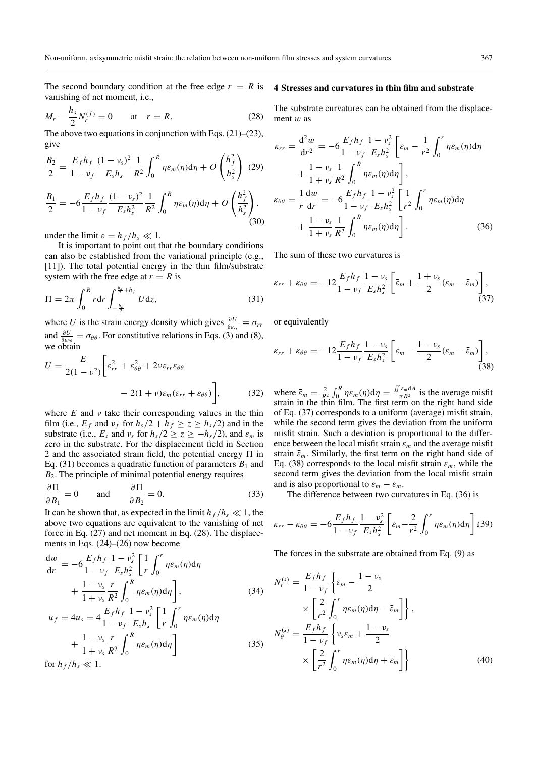The second boundary condition at the free edge $r = R$ is vanishing of net moment, i.e.,

$$M_r - \frac{h_s}{2} N_r^{(f)} = 0 \qquad \text{at} \quad r = R. \tag{28}$$

The above two equations in conjunction with Eqs. (21)–(23), give

$$\frac{B_2}{2} = \frac{E_f h_f}{1-\nu_f} \frac{(1-\nu_s)^2}{E_s h_s} \frac{1}{R^2} \int_0^R \eta \varepsilon_m(\eta) \mathrm{d}\eta + O\left(\frac{h_f^2}{h_s^2}\right) \tag{29}$$

$$\frac{B_1}{2} = -6 \frac{E_f h_f}{1-\nu_f} \frac{(1-\nu_s)^2}{E_s h_s^2} \frac{1}{R^2} \int_0^R \eta \varepsilon_m(\eta) \mathrm{d}\eta + O\left(\frac{h_f^2}{h_s^2}\right). \tag{30}$$

under the limit $\varepsilon = h_f/h_s \ll 1$.

It is important to point out that the boundary conditions can also be established from the variational principle (e.g., [11]). The total potential energy in the thin film/substrate system with the free edge at $r = R$ is

$$\Pi = 2\pi \int_0^R r \mathrm{d}r \int_{-\frac{h_s}{2}}^{\frac{h_s}{2}+h_f} U \mathrm{d}z, \tag{31}$$

where $U$ is the strain energy density which gives $\frac{\partial U}{\partial \varepsilon_{rr}} = \sigma_{rr}$ and $\frac{\partial U}{\partial \varepsilon_{\theta\theta}} = \sigma_{\theta\theta}$. For constitutive relations in Eqs. (3) and (8), we obtain

$$U = \frac{E}{2(1-\nu^2)} \bigg[ \varepsilon_{rr}^2 + \varepsilon_{\theta\theta}^2 + 2\nu \varepsilon_{rr} \varepsilon_{\theta\theta} - 2(1+\nu) \varepsilon_m (\varepsilon_{rr} + \varepsilon_{\theta\theta}) \bigg], \tag{32}$$

where $E$ and $\nu$ take their corresponding values in the thin film (i.e., $E_f$ and $\nu_f$ for $h_s/2 + h_f \geq z \geq h_s/2$) and in the substrate (i.e., $E_s$ and $\nu_s$ for $h_s/2 \geq z \geq -h_s/2$), and $\varepsilon_m$ is zero in the substrate. For the displacement field in Section 2 and the associated strain field, the potential energy $\Pi$ in Eq. (31) becomes a quadratic function of parameters $B_1$ and $B_2$. The principle of minimal potential energy requires

$$\frac{\partial \Pi}{\partial B_1} = 0 \qquad \text{and} \qquad \frac{\partial \Pi}{\partial B_2} = 0. \tag{33}$$

It can be shown that, as expected in the limit $h_f/h_s \ll 1$, the above two equations are equivalent to the vanishing of net force in Eq. (27) and net moment in Eq. (28). The displacements in Eqs. (24)–(26) now become

$$\frac{\mathrm{d}w}{\mathrm{d}r} = -6 \frac{E_f h_f}{1-\nu_f} \frac{1-\nu_s^2}{E_s h_s^2} \left[ \frac{1}{r} \int_0^r \eta \varepsilon_m(\eta) \mathrm{d}\eta + \frac{1-\nu_s}{1+\nu_s} \frac{r}{R^2} \int_0^R \eta \varepsilon_m(\eta) \mathrm{d}\eta \right], \tag{34}$$

$$u_f = 4u_s = 4 \frac{E_f h_f}{1-\nu_f} \frac{1-\nu_s^2}{E_s h_s} \left[ \frac{1}{r} \int_0^r \eta \varepsilon_m(\eta) \mathrm{d}\eta + \frac{1-\nu_s}{1+\nu_s} \frac{r}{R^2} \int_0^R \eta \varepsilon_m(\eta) \mathrm{d}\eta \right] \tag{35}$$

for $h_f/h_s \ll 1$.

## 4 Stresses and curvatures in thin film and substrate

The substrate curvatures can be obtained from the displacement $w$ as

$$\begin{aligned}
\kappa_{rr} &= \frac{\mathrm{d}^2 w}{\mathrm{d}r^2} = -6 \frac{E_f h_f}{1-\nu_f} \frac{1-\nu_s^2}{E_s h_s^2} \left[ \varepsilon_m - \frac{1}{r^2} \int_0^r \eta \varepsilon_m(\eta) \mathrm{d}\eta + \frac{1-\nu_s}{1+\nu_s} \frac{1}{R^2} \int_0^R \eta \varepsilon_m(\eta) \mathrm{d}\eta \right], \\
\kappa_{\theta\theta} &= \frac{1}{r} \frac{\mathrm{d}w}{\mathrm{d}r} = -6 \frac{E_f h_f}{1-\nu_f} \frac{1-\nu_s^2}{E_s h_s^2} \left[ \frac{1}{r^2} \int_0^r \eta \varepsilon_m(\eta) \mathrm{d}\eta + \frac{1-\nu_s}{1+\nu_s} \frac{1}{R^2} \int_0^R \eta \varepsilon_m(\eta) \mathrm{d}\eta \right].
\end{aligned} \tag{36}$$

The sum of these two curvatures is

$$\kappa_{rr} + \kappa_{\theta\theta} = -12 \frac{E_f h_f}{1-\nu_f} \frac{1-\nu_s}{E_s h_s^2} \left[ \bar{\varepsilon}_m + \frac{1+\nu_s}{2} (\varepsilon_m - \bar{\varepsilon}_m) \right], \tag{37}$$

or equivalently

$$\kappa_{rr} + \kappa_{\theta\theta} = -12 \frac{E_f h_f}{1-\nu_f} \frac{1-\nu_s}{E_s h_s^2} \left[ \varepsilon_m - \frac{1-\nu_s}{2} (\varepsilon_m - \bar{\varepsilon}_m) \right], \tag{38}$$

where $\bar{\varepsilon}_m = \frac{2}{R^2} \int_0^R \eta \varepsilon_m(\eta) \mathrm{d}\eta = \frac{\iint \varepsilon_m \mathrm{d}A}{\pi R^2}$ is the average misfit strain in the thin film. The first term on the right hand side of Eq. (37) corresponds to a uniform (average) misfit strain, while the second term gives the deviation from the uniform misfit strain. Such a deviation is proportional to the difference between the local misfit strain $\varepsilon_m$ and the average misfit strain $\bar{\varepsilon}_m$. Similarly, the first term on the right hand side of Eq. (38) corresponds to the local misfit strain $\varepsilon_m$, while the second term gives the deviation from the local misfit strain and is also proportional to $\varepsilon_m - \bar{\varepsilon}_m$.

The difference between two curvatures in Eq. (36) is

$$\kappa_{rr} - \kappa_{\theta\theta} = -6 \frac{E_f h_f}{1-\nu_f} \frac{1-\nu_s^2}{E_s h_s^2} \left[ \varepsilon_m - \frac{2}{r^2} \int_0^r \eta \varepsilon_m(\eta) \mathrm{d}\eta \right]. \tag{39}$$

The forces in the substrate are obtained from Eq. (9) as

$$\begin{aligned}
N_r^{(s)} &= \frac{E_f h_f}{1-\nu_f} \left\{ \varepsilon_m - \frac{1-\nu_s}{2} \times \left[ \frac{2}{r^2} \int_0^r \eta \varepsilon_m(\eta) \mathrm{d}\eta - \bar{\varepsilon}_m \right] \right\}, \\
N_\theta^{(s)} &= \frac{E_f h_f}{1-\nu_f} \left\{ \nu_s \varepsilon_m + \frac{1-\nu_s}{2} \times \left[ \frac{2}{r^2} \int_0^r \eta \varepsilon_m(\eta) \mathrm{d}\eta + \bar{\varepsilon}_m \right] \right\}
\end{aligned} \tag{40}$$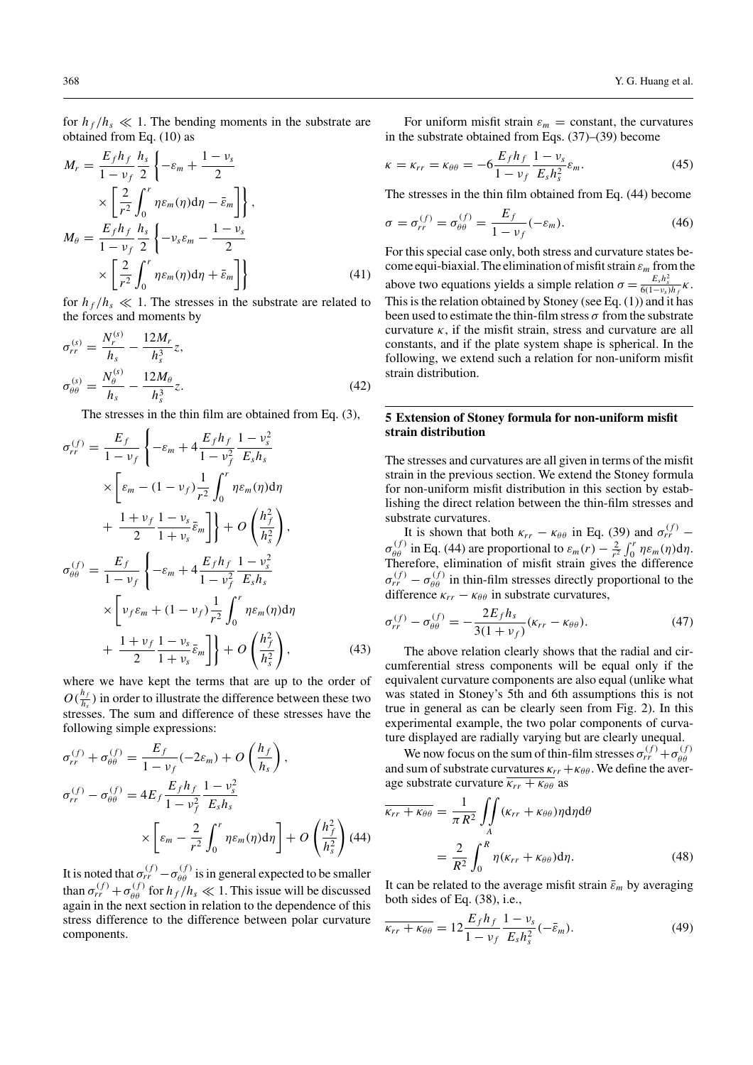for $h_f/h_s \ll 1$. The bending moments in the substrate are obtained from Eq. (10) as

$$
\begin{aligned}
M_r &= \frac{E_f h_f}{1-\nu_f} \frac{h_s}{2} \left\{ -\varepsilon_m + \frac{1-\nu_s}{2} \right. \\
&\quad \left. \times \left[ \frac{2}{r^2} \int_0^r \eta \varepsilon_m(\eta) \mathrm{d}\eta - \bar{\varepsilon}_m \right] \right\}, \\
M_\theta &= \frac{E_f h_f}{1-\nu_f} \frac{h_s}{2} \left\{ -\nu_s \varepsilon_m - \frac{1-\nu_s}{2} \right. \\
&\quad \left. \times \left[ \frac{2}{r^2} \int_0^r \eta \varepsilon_m(\eta) \mathrm{d}\eta + \bar{\varepsilon}_m \right] \right\}
\end{aligned}
\tag{41}
$$

for $h_f/h_s \ll 1$. The stresses in the substrate are related to the forces and moments by

$$
\begin{aligned}
\sigma_{rr}^{(s)} &= \frac{N_r^{(s)}}{h_s} - \frac{12 M_r}{h_s^3} z, \\
\sigma_{\theta\theta}^{(s)} &= \frac{N_\theta^{(s)}}{h_s} - \frac{12 M_\theta}{h_s^3} z.
\end{aligned}
\tag{42}
$$

The stresses in the thin film are obtained from Eq. (3),

$$
\begin{aligned}
\sigma_{rr}^{(f)} &= \frac{E_f}{1-\nu_f} \left\{ -\varepsilon_m + 4 \frac{E_f h_f}{1-\nu_f^2} \frac{1-\nu_s^2}{E_s h_s} \right. \\
&\quad \times \left[ \varepsilon_m - (1-\nu_f) \frac{1}{r^2} \int_0^r \eta \varepsilon_m(\eta) \mathrm{d}\eta \right. \\
&\quad \left. \left. + \frac{1+\nu_f}{2} \frac{1-\nu_s}{1+\nu_s} \bar{\varepsilon}_m \right] \right\} + O\left( \frac{h_f^2}{h_s^2} \right), \\
\sigma_{\theta\theta}^{(f)} &= \frac{E_f}{1-\nu_f} \left\{ -\varepsilon_m + 4 \frac{E_f h_f}{1-\nu_f^2} \frac{1-\nu_s^2}{E_s h_s} \right. \\
&\quad \times \left[ \nu_f \varepsilon_m + (1-\nu_f) \frac{1}{r^2} \int_0^r \eta \varepsilon_m(\eta) \mathrm{d}\eta \right. \\
&\quad \left. \left. + \frac{1+\nu_f}{2} \frac{1-\nu_s}{1+\nu_s} \bar{\varepsilon}_m \right] \right\} + O\left( \frac{h_f^2}{h_s^2} \right),
\end{aligned}
\tag{43}
$$

where we have kept the terms that are up to the order of $O(\frac{h_f}{h_s})$ in order to illustrate the difference between these two stresses. The sum and difference of these stresses have the following simple expressions:

$$
\begin{aligned}
\sigma_{rr}^{(f)} + \sigma_{\theta\theta}^{(f)} &= \frac{E_f}{1-\nu_f} (-2\varepsilon_m) + O\left( \frac{h_f}{h_s} \right), \\
\sigma_{rr}^{(f)} - \sigma_{\theta\theta}^{(f)} &= 4 E_f \frac{E_f h_f}{1-\nu_f^2} \frac{1-\nu_s^2}{E_s h_s} \\
&\quad \times \left[ \varepsilon_m - \frac{2}{r^2} \int_0^r \eta \varepsilon_m(\eta) \mathrm{d}\eta \right] + O\left( \frac{h_f^2}{h_s^2} \right)
\end{aligned}
\tag{44}
$$

It is noted that $\sigma_{rr}^{(f)} - \sigma_{\theta\theta}^{(f)}$ is in general expected to be smaller than $\sigma_{rr}^{(f)} + \sigma_{\theta\theta}^{(f)}$ for $h_f/h_s \ll 1$. This issue will be discussed again in the next section in relation to the dependence of this stress difference to the difference between polar curvature components.

For uniform misfit strain $\varepsilon_m = $ constant, the curvatures in the substrate obtained from Eqs. (37)–(39) become

$$
\kappa = \kappa_{rr} = \kappa_{\theta\theta} = -6 \frac{E_f h_f}{1-\nu_f} \frac{1-\nu_s}{E_s h_s^2} \varepsilon_m.
\tag{45}
$$

The stresses in the thin film obtained from Eq. (44) become

$$
\sigma = \sigma_{rr}^{(f)} = \sigma_{\theta\theta}^{(f)} = \frac{E_f}{1-\nu_f} (-\varepsilon_m).
\tag{46}
$$

For this special case only, both stress and curvature states become equi-biaxial. The elimination of misfit strain $\varepsilon_m$ from the above two equations yields a simple relation $\sigma = \frac{E_s h_s^2}{6(1-\nu_s) h_f} \kappa$. This is the relation obtained by Stoney (see Eq. (1)) and it has been used to estimate the thin-film stress $\sigma$ from the substrate curvature $\kappa$, if the misfit strain, stress and curvature are all constants, and if the plate system shape is spherical. In the following, we extend such a relation for non-uniform misfit strain distribution.

## 5 Extension of Stoney formula for non-uniform misfit strain distribution

The stresses and curvatures are all given in terms of the misfit strain in the previous section. We extend the Stoney formula for non-uniform misfit distribution in this section by establishing the direct relation between the thin-film stresses and substrate curvatures.

It is shown that both $\kappa_{rr} - \kappa_{\theta\theta}$ in Eq. (39) and $\sigma_{rr}^{(f)} - \sigma_{\theta\theta}^{(f)}$ in Eq. (44) are proportional to $\varepsilon_m(r) - \frac{2}{r^2} \int_0^r \eta \varepsilon_m(\eta) \mathrm{d}\eta$. Therefore, elimination of misfit strain gives the difference $\sigma_{rr}^{(f)} - \sigma_{\theta\theta}^{(f)}$ in thin-film stresses directly proportional to the difference $\kappa_{rr} - \kappa_{\theta\theta}$ in substrate curvatures,

$$
\sigma_{rr}^{(f)} - \sigma_{\theta\theta}^{(f)} = -\frac{2 E_f h_s}{3(1+\nu_f)} (\kappa_{rr} - \kappa_{\theta\theta}).
\tag{47}
$$

The above relation clearly shows that the radial and circumferential stress components will be equal only if the equivalent curvature components are also equal (unlike what was stated in Stoney's 5th and 6th assumptions this is not true in general as can be clearly seen from Fig. 2). In this experimental example, the two polar components of curvature displayed are radially varying but are clearly unequal.

We now focus on the sum of thin-film stresses $\sigma_{rr}^{(f)} + \sigma_{\theta\theta}^{(f)}$ and sum of substrate curvatures $\kappa_{rr} + \kappa_{\theta\theta}$. We define the average substrate curvature $\overline{\kappa_{rr} + \kappa_{\theta\theta}}$ as

$$
\begin{aligned}
\overline{\kappa_{rr} + \kappa_{\theta\theta}} &= \frac{1}{\pi R^2} \iint_A (\kappa_{rr} + \kappa_{\theta\theta}) \eta \mathrm{d}\eta \mathrm{d}\theta \\
&= \frac{2}{R^2} \int_0^R \eta (\kappa_{rr} + \kappa_{\theta\theta}) \mathrm{d}\eta.
\end{aligned}
\tag{48}
$$

It can be related to the average misfit strain $\bar{\varepsilon}_m$ by averaging both sides of Eq. (38), i.e.,

$$
\overline{\kappa_{rr} + \kappa_{\theta\theta}} = 12 \frac{E_f h_f}{1-\nu_f} \frac{1-\nu_s}{E_s h_s^2} (-\bar{\varepsilon}_m).
\tag{49}
$$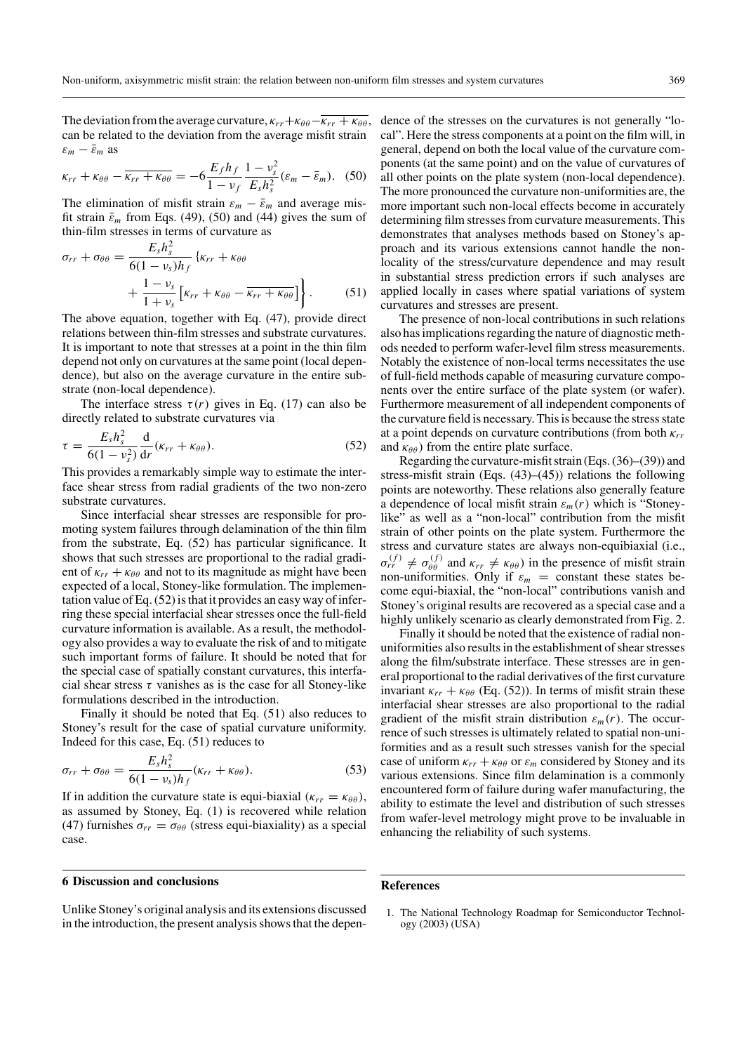The deviation from the average curvature, $\kappa_{rr}+\kappa_{\theta\theta}-\overline{\kappa_{rr}+\kappa_{\theta\theta}}$, can be related to the deviation from the average misfit strain $\varepsilon_m - \bar{\varepsilon}_m$ as

$$\kappa_{rr}+\kappa_{\theta\theta}-\overline{\kappa_{rr}+\kappa_{\theta\theta}} = -6\frac{E_f h_f}{1-\nu_f}\frac{1-\nu_s^2}{E_s h_s^2}(\varepsilon_m - \bar{\varepsilon}_m). \quad (50)$$

The elimination of misfit strain $\varepsilon_m - \bar{\varepsilon}_m$ and average misfit strain $\bar{\varepsilon}_m$ from Eqs. (49), (50) and (44) gives the sum of thin-film stresses in terms of curvature as

$$\sigma_{rr}+\sigma_{\theta\theta} = \frac{E_s h_s^2}{6(1-\nu_s)h_f}\left\{\kappa_{rr}+\kappa_{\theta\theta} + \frac{1-\nu_s}{1+\nu_s}\left[\kappa_{rr}+\kappa_{\theta\theta}-\overline{\kappa_{rr}+\kappa_{\theta\theta}}\right]\right\}. \quad (51)$$

The above equation, together with Eq. (47), provide direct relations between thin-film stresses and substrate curvatures. It is important to note that stresses at a point in the thin film depend not only on curvatures at the same point (local dependence), but also on the average curvature in the entire substrate (non-local dependence).

The interface stress $\tau(r)$ gives in Eq. (17) can also be directly related to substrate curvatures via

$$\tau = \frac{E_s h_s^2}{6(1-\nu_s^2)}\frac{\mathrm{d}}{\mathrm{d}r}(\kappa_{rr}+\kappa_{\theta\theta}). \quad (52)$$

This provides a remarkably simple way to estimate the interface shear stress from radial gradients of the two non-zero substrate curvatures.

Since interfacial shear stresses are responsible for promoting system failures through delamination of the thin film from the substrate, Eq. (52) has particular significance. It shows that such stresses are proportional to the radial gradient of $\kappa_{rr}+\kappa_{\theta\theta}$ and not to its magnitude as might have been expected of a local, Stoney-like formulation. The implementation value of Eq. (52) is that it provides an easy way of inferring these special interfacial shear stresses once the full-field curvature information is available. As a result, the methodology also provides a way to evaluate the risk of and to mitigate such important forms of failure. It should be noted that for the special case of spatially constant curvatures, this interfacial shear stress $\tau$ vanishes as is the case for all Stoney-like formulations described in the introduction.

Finally it should be noted that Eq. (51) also reduces to Stoney's result for the case of spatial curvature uniformity. Indeed for this case, Eq. (51) reduces to

$$\sigma_{rr}+\sigma_{\theta\theta} = \frac{E_s h_s^2}{6(1-\nu_s)h_f}(\kappa_{rr}+\kappa_{\theta\theta}). \quad (53)$$

If in addition the curvature state is equi-biaxial ($\kappa_{rr}=\kappa_{\theta\theta}$), as assumed by Stoney, Eq. (1) is recovered while relation (47) furnishes $\sigma_{rr}=\sigma_{\theta\theta}$ (stress equi-biaxiality) as a special case.

## 6 Discussion and conclusions

Unlike Stoney's original analysis and its extensions discussed in the introduction, the present analysis shows that the dependence of the stresses on the curvatures is not generally "local". Here the stress components at a point on the film will, in general, depend on both the local value of the curvature components (at the same point) and on the value of curvatures of all other points on the plate system (non-local dependence). The more pronounced the curvature non-uniformities are, the more important such non-local effects become in accurately determining film stresses from curvature measurements. This demonstrates that analyses methods based on Stoney's approach and its various extensions cannot handle the non-locality of the stress/curvature dependence and may result in substantial stress prediction errors if such analyses are applied locally in cases where spatial variations of system curvatures and stresses are present.

The presence of non-local contributions in such relations also has implications regarding the nature of diagnostic methods needed to perform wafer-level film stress measurements. Notably the existence of non-local terms necessitates the use of full-field methods capable of measuring curvature components over the entire surface of the plate system (or wafer). Furthermore measurement of all independent components of the curvature field is necessary. This is because the stress state at a point depends on curvature contributions (from both $\kappa_{rr}$ and $\kappa_{\theta\theta}$) from the entire plate surface.

Regarding the curvature-misfit strain (Eqs. (36)–(39)) and stress-misfit strain (Eqs. (43)–(45)) relations the following points are noteworthy. These relations also generally feature a dependence of local misfit strain $\varepsilon_m(r)$ which is "Stoney-like" as well as a "non-local" contribution from the misfit strain of other points on the plate system. Furthermore the stress and curvature states are always non-equibiaxial (i.e., $\sigma_{rr}^{(f)} \neq \sigma_{\theta\theta}^{(f)}$ and $\kappa_{rr} \neq \kappa_{\theta\theta}$) in the presence of misfit strain non-uniformities. Only if $\varepsilon_m$ = constant these states become equi-biaxial, the "non-local" contributions vanish and Stoney's original results are recovered as a special case and a highly unlikely scenario as clearly demonstrated from Fig. 2.

Finally it should be noted that the existence of radial non-uniformities also results in the establishment of shear stresses along the film/substrate interface. These stresses are in general proportional to the radial derivatives of the first curvature invariant $\kappa_{rr}+\kappa_{\theta\theta}$ (Eq. (52)). In terms of misfit strain these interfacial shear stresses are also proportional to the radial gradient of the misfit strain distribution $\varepsilon_m(r)$. The occurrence of such stresses is ultimately related to spatial non-uniformities and as a result such stresses vanish for the special case of uniform $\kappa_{rr}+\kappa_{\theta\theta}$ or $\varepsilon_m$ considered by Stoney and its various extensions. Since film delamination is a commonly encountered form of failure during wafer manufacturing, the ability to estimate the level and distribution of such stresses from wafer-level metrology might prove to be invaluable in enhancing the reliability of such systems.

## References

1. The National Technology Roadmap for Semiconductor Technology (2003) (USA)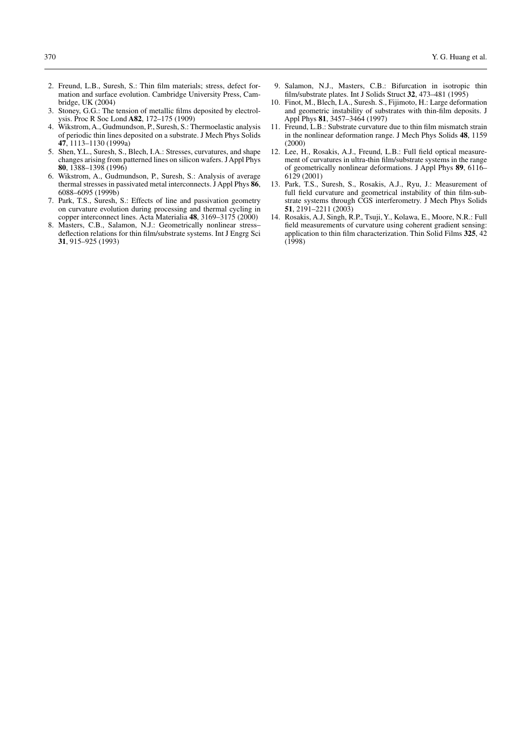2. Freund, L.B., Suresh, S.: Thin film materials; stress, defect formation and surface evolution. Cambridge University Press, Cambridge, UK (2004)
3. Stoney, G.G.: The tension of metallic films deposited by electrolysis. Proc R Soc Lond **A82**, 172–175 (1909)
4. Wikstrom, A., Gudmundson, P., Suresh, S.: Thermoelastic analysis of periodic thin lines deposited on a substrate. J Mech Phys Solids **47**, 1113–1130 (1999a)
5. Shen, Y.L., Suresh, S., Blech, I.A.: Stresses, curvatures, and shape changes arising from patterned lines on silicon wafers. J Appl Phys **80**, 1388–1398 (1996)
6. Wikstrom, A., Gudmundson, P., Suresh, S.: Analysis of average thermal stresses in passivated metal interconnects. J Appl Phys **86**, 6088–6095 (1999b)
7. Park, T.S., Suresh, S.: Effects of line and passivation geometry on curvature evolution during processing and thermal cycling in copper interconnect lines. Acta Materialia **48**, 3169–3175 (2000)
8. Masters, C.B., Salamon, N.J.: Geometrically nonlinear stress–deflection relations for thin film/substrate systems. Int J Engrg Sci **31**, 915–925 (1993)
9. Salamon, N.J., Masters, C.B.: Bifurcation in isotropic thin film/substrate plates. Int J Solids Struct **32**, 473–481 (1995)
10. Finot, M., Blech, I.A., Suresh. S., Fijimoto, H.: Large deformation and geometric instability of substrates with thin-film deposits. J Appl Phys **81**, 3457–3464 (1997)
11. Freund, L.B.: Substrate curvature due to thin film mismatch strain in the nonlinear deformation range. J Mech Phys Solids **48**, 1159 (2000)
12. Lee, H., Rosakis, A.J., Freund, L.B.: Full field optical measurement of curvatures in ultra-thin film/substrate systems in the range of geometrically nonlinear deformations. J Appl Phys **89**, 6116–6129 (2001)
13. Park, T.S., Suresh, S., Rosakis, A.J., Ryu, J.: Measurement of full field curvature and geometrical instability of thin film-substrate systems through CGS interferometry. J Mech Phys Solids **51**, 2191–2211 (2003)
14. Rosakis, A.J, Singh, R.P., Tsuji, Y., Kolawa, E., Moore, N.R.: Full field measurements of curvature using coherent gradient sensing: application to thin film characterization. Thin Solid Films **325**, 42 (1998)